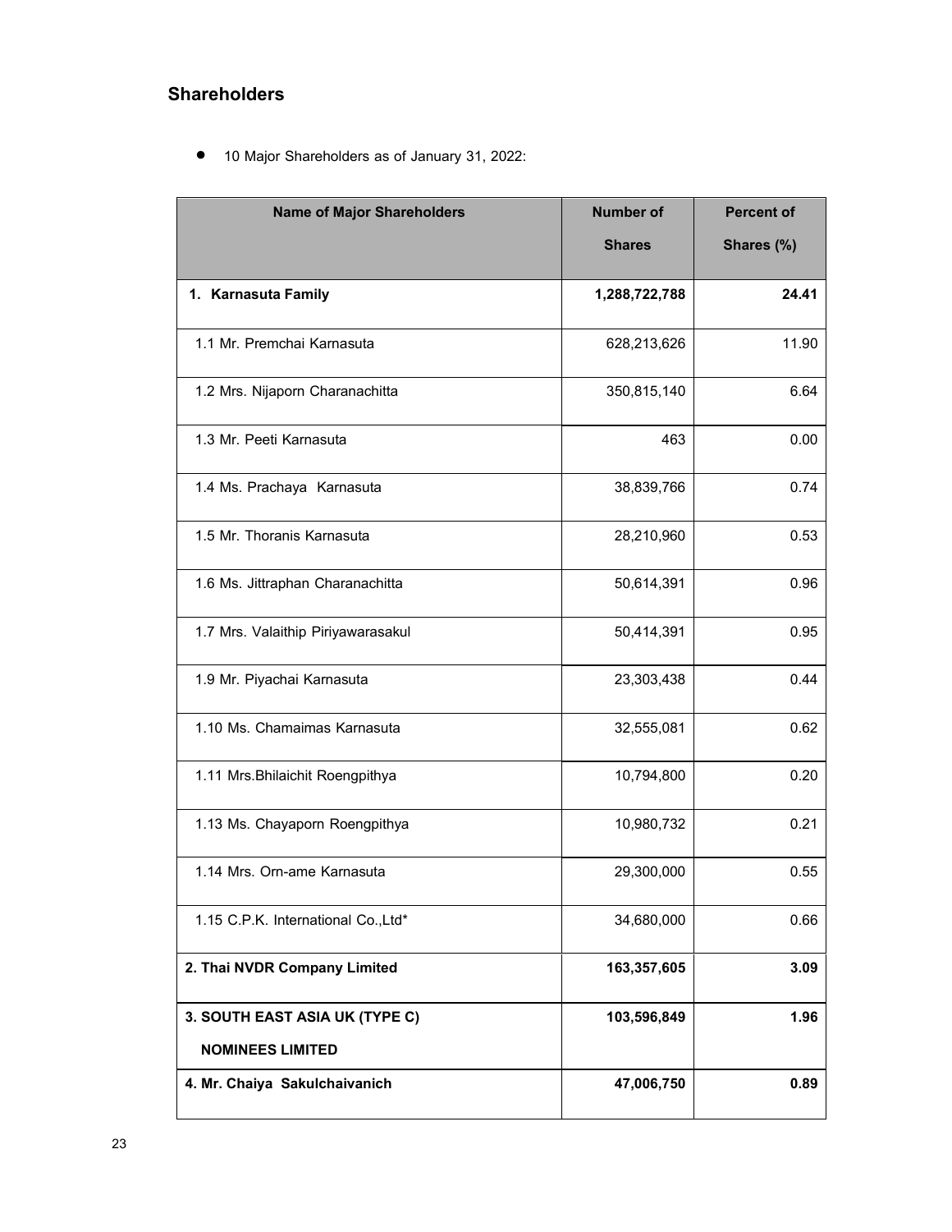## Shareholders

- 10 Major Shareholders as of January 31, 2022:

| Name of Major Shareholders | Number of Shares | Percent of Shares (%) |
|---|---:|---:|
| **1. Karnasuta Family** | **1,288,722,788** | **24.41** |
| 1.1 Mr. Premchai Karnasuta | 628,213,626 | 11.90 |
| 1.2 Mrs. Nijaporn Charanachitta | 350,815,140 | 6.64 |
| 1.3 Mr. Peeti Karnasuta | 463 | 0.00 |
| 1.4 Ms. Prachaya Karnasuta | 38,839,766 | 0.74 |
| 1.5 Mr. Thoranis Karnasuta | 28,210,960 | 0.53 |
| 1.6 Ms. Jittraphan Charanachitta | 50,614,391 | 0.96 |
| 1.7 Mrs. Valaithip Piriyawarasakul | 50,414,391 | 0.95 |
| 1.9 Mr. Piyachai Karnasuta | 23,303,438 | 0.44 |
| 1.10 Ms. Chamaimas Karnasuta | 32,555,081 | 0.62 |
| 1.11 Mrs.Bhilaichit Roengpithya | 10,794,800 | 0.20 |
| 1.13 Ms. Chayaporn Roengpithya | 10,980,732 | 0.21 |
| 1.14 Mrs. Orn-ame Karnasuta | 29,300,000 | 0.55 |
| 1.15 C.P.K. International Co.,Ltd* | 34,680,000 | 0.66 |
| **2. Thai NVDR Company Limited** | **163,357,605** | **3.09** |
| **3. SOUTH EAST ASIA UK (TYPE C) NOMINEES LIMITED** | **103,596,849** | **1.96** |
| **4. Mr. Chaiya Sakulchaivanich** | **47,006,750** | **0.89** |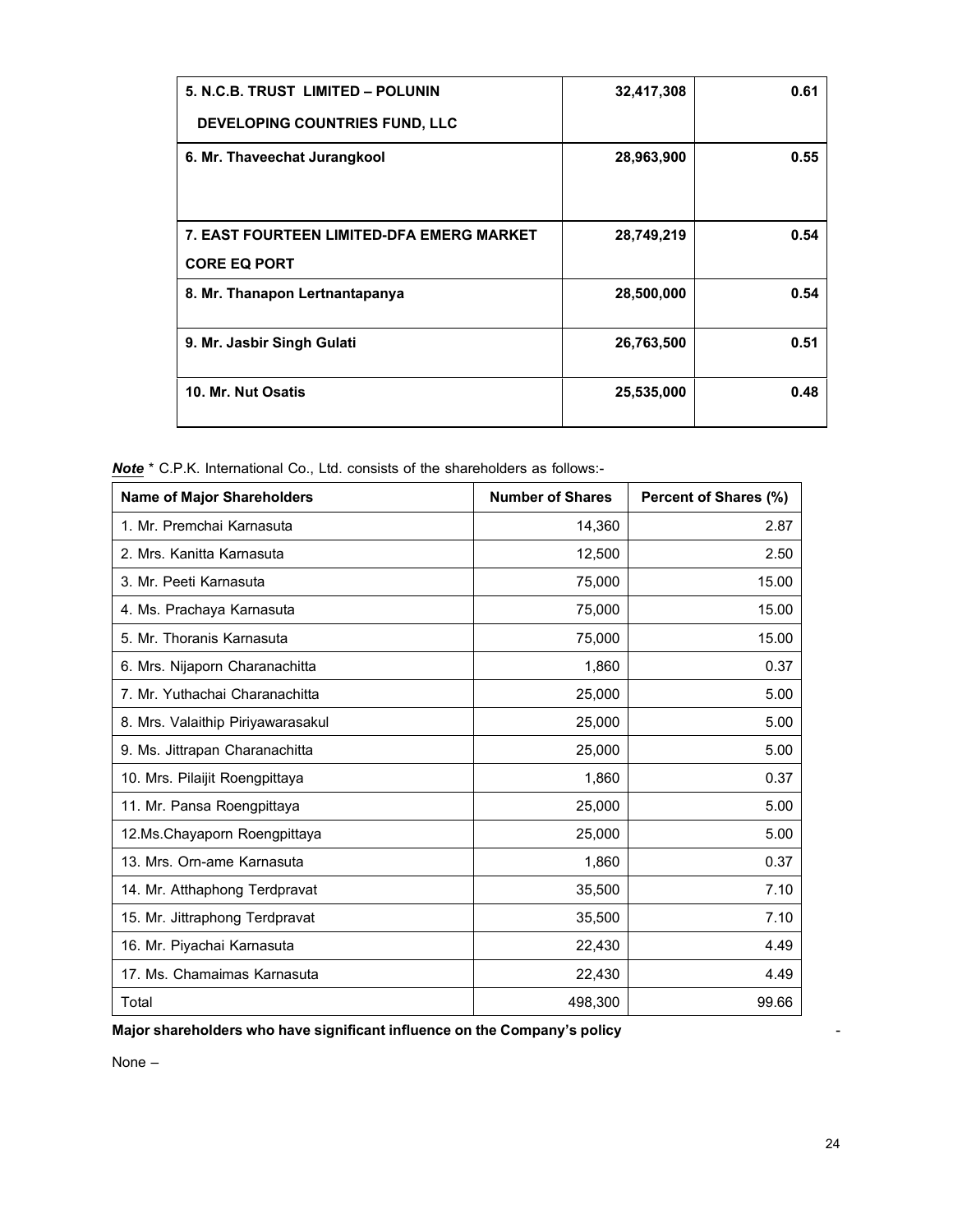| | | |
|---|---|---|
| **5. N.C.B. TRUST LIMITED – POLUNIN DEVELOPING COUNTRIES FUND, LLC** | **32,417,308** | **0.61** |
| **6. Mr. Thaveechat Jurangkool** | **28,963,900** | **0.55** |
| **7. EAST FOURTEEN LIMITED-DFA EMERG MARKET CORE EQ PORT** | **28,749,219** | **0.54** |
| **8. Mr. Thanapon Lertnantapanya** | **28,500,000** | **0.54** |
| **9. Mr. Jasbir Singh Gulati** | **26,763,500** | **0.51** |
| **10. Mr. Nut Osatis** | **25,535,000** | **0.48** |

***Note*** * C.P.K. International Co., Ltd. consists of the shareholders as follows:-

| Name of Major Shareholders | Number of Shares | Percent of Shares (%) |
|---|---|---|
| 1. Mr. Premchai Karnasuta | 14,360 | 2.87 |
| 2. Mrs. Kanitta Karnasuta | 12,500 | 2.50 |
| 3. Mr. Peeti Karnasuta | 75,000 | 15.00 |
| 4. Ms. Prachaya Karnasuta | 75,000 | 15.00 |
| 5. Mr. Thoranis Karnasuta | 75,000 | 15.00 |
| 6. Mrs. Nijaporn Charanachitta | 1,860 | 0.37 |
| 7. Mr. Yuthachai Charanachitta | 25,000 | 5.00 |
| 8. Mrs. Valaithip Piriyawarasakul | 25,000 | 5.00 |
| 9. Ms. Jittrapan Charanachitta | 25,000 | 5.00 |
| 10. Mrs. Pilaijit Roengpittaya | 1,860 | 0.37 |
| 11. Mr. Pansa Roengpittaya | 25,000 | 5.00 |
| 12.Ms.Chayaporn Roengpittaya | 25,000 | 5.00 |
| 13. Mrs. Orn-ame Karnasuta | 1,860 | 0.37 |
| 14. Mr. Atthaphong Terdpravat | 35,500 | 7.10 |
| 15. Mr. Jittraphong Terdpravat | 35,500 | 7.10 |
| 16. Mr. Piyachai Karnasuta | 22,430 | 4.49 |
| 17. Ms. Chamaimas Karnasuta | 22,430 | 4.49 |
| Total | 498,300 | 99.66 |

**Major shareholders who have significant influence on the Company's policy** -

None –